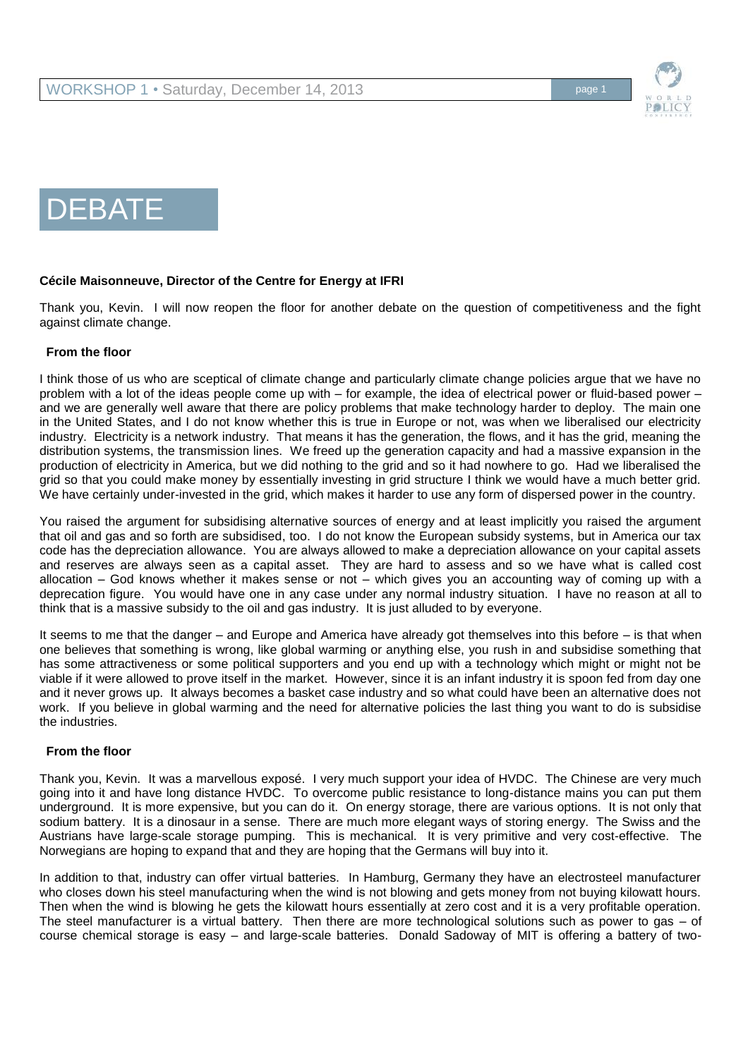# DEBATE

**Cécile Maisonneuve, Director of the Centre for Energy at IFRI**

Thank you, Kevin. I will now reopen the floor for another debate on the question of competitiveness and the fight against climate change.

**From the floor**

I think those of us who are sceptical of climate change and particularly climate change policies argue that we have no problem with a lot of the ideas people come up with – for example, the idea of electrical power or fluid-based power – and we are generally well aware that there are policy problems that make technology harder to deploy. The main one in the United States, and I do not know whether this is true in Europe or not, was when we liberalised our electricity industry. Electricity is a network industry. That means it has the generation, the flows, and it has the grid, meaning the distribution systems, the transmission lines. We freed up the generation capacity and had a massive expansion in the production of electricity in America, but we did nothing to the grid and so it had nowhere to go. Had we liberalised the grid so that you could make money by essentially investing in grid structure I think we would have a much better grid. We have certainly under-invested in the grid, which makes it harder to use any form of dispersed power in the country.

You raised the argument for subsidising alternative sources of energy and at least implicitly you raised the argument that oil and gas and so forth are subsidised, too. I do not know the European subsidy systems, but in America our tax code has the depreciation allowance. You are always allowed to make a depreciation allowance on your capital assets and reserves are always seen as a capital asset. They are hard to assess and so we have what is called cost allocation – God knows whether it makes sense or not – which gives you an accounting way of coming up with a deprecation figure. You would have one in any case under any normal industry situation. I have no reason at all to think that is a massive subsidy to the oil and gas industry. It is just alluded to by everyone.

It seems to me that the danger – and Europe and America have already got themselves into this before – is that when one believes that something is wrong, like global warming or anything else, you rush in and subsidise something that has some attractiveness or some political supporters and you end up with a technology which might or might not be viable if it were allowed to prove itself in the market. However, since it is an infant industry it is spoon fed from day one and it never grows up. It always becomes a basket case industry and so what could have been an alternative does not work. If you believe in global warming and the need for alternative policies the last thing you want to do is subsidise the industries.

**From the floor**

Thank you, Kevin. It was a marvellous exposé. I very much support your idea of HVDC. The Chinese are very much going into it and have long distance HVDC. To overcome public resistance to long-distance mains you can put them underground. It is more expensive, but you can do it. On energy storage, there are various options. It is not only that sodium battery. It is a dinosaur in a sense. There are much more elegant ways of storing energy. The Swiss and the Austrians have large-scale storage pumping. This is mechanical. It is very primitive and very cost-effective. The Norwegians are hoping to expand that and they are hoping that the Germans will buy into it.

In addition to that, industry can offer virtual batteries. In Hamburg, Germany they have an electrosteel manufacturer who closes down his steel manufacturing when the wind is not blowing and gets money from not buying kilowatt hours. Then when the wind is blowing he gets the kilowatt hours essentially at zero cost and it is a very profitable operation. The steel manufacturer is a virtual battery. Then there are more technological solutions such as power to gas – of course chemical storage is easy – and large-scale batteries. Donald Sadoway of MIT is offering a battery of two-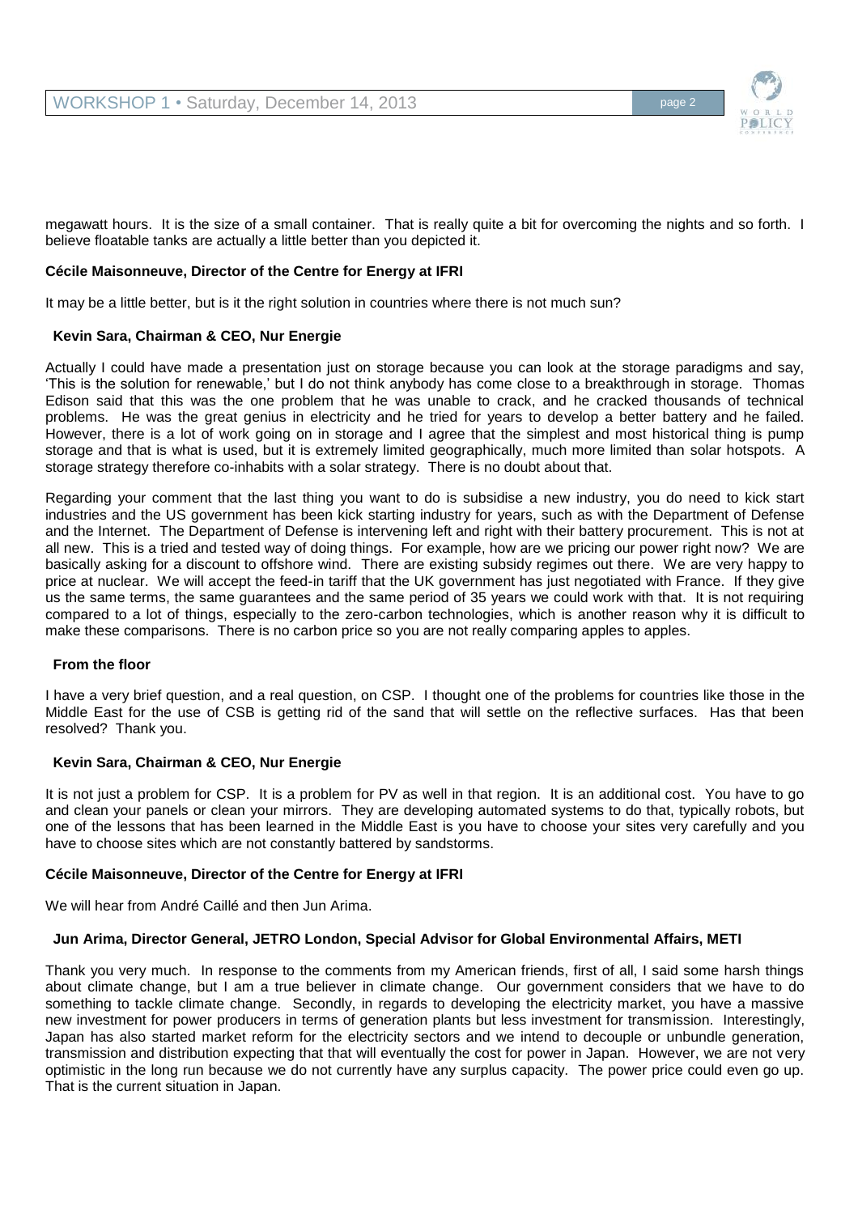megawatt hours. It is the size of a small container. That is really quite a bit for overcoming the nights and so forth. I believe floatable tanks are actually a little better than you depicted it.

**Cécile Maisonneuve, Director of the Centre for Energy at IFRI**

It may be a little better, but is it the right solution in countries where there is not much sun?

**Kevin Sara, Chairman & CEO, Nur Energie**

Actually I could have made a presentation just on storage because you can look at the storage paradigms and say, 'This is the solution for renewable,' but I do not think anybody has come close to a breakthrough in storage. Thomas Edison said that this was the one problem that he was unable to crack, and he cracked thousands of technical problems. He was the great genius in electricity and he tried for years to develop a better battery and he failed. However, there is a lot of work going on in storage and I agree that the simplest and most historical thing is pump storage and that is what is used, but it is extremely limited geographically, much more limited than solar hotspots. A storage strategy therefore co-inhabits with a solar strategy. There is no doubt about that.

Regarding your comment that the last thing you want to do is subsidise a new industry, you do need to kick start industries and the US government has been kick starting industry for years, such as with the Department of Defense and the Internet. The Department of Defense is intervening left and right with their battery procurement. This is not at all new. This is a tried and tested way of doing things. For example, how are we pricing our power right now? We are basically asking for a discount to offshore wind. There are existing subsidy regimes out there. We are very happy to price at nuclear. We will accept the feed-in tariff that the UK government has just negotiated with France. If they give us the same terms, the same guarantees and the same period of 35 years we could work with that. It is not requiring compared to a lot of things, especially to the zero-carbon technologies, which is another reason why it is difficult to make these comparisons. There is no carbon price so you are not really comparing apples to apples.

**From the floor**

I have a very brief question, and a real question, on CSP. I thought one of the problems for countries like those in the Middle East for the use of CSB is getting rid of the sand that will settle on the reflective surfaces. Has that been resolved? Thank you.

**Kevin Sara, Chairman & CEO, Nur Energie**

It is not just a problem for CSP. It is a problem for PV as well in that region. It is an additional cost. You have to go and clean your panels or clean your mirrors. They are developing automated systems to do that, typically robots, but one of the lessons that has been learned in the Middle East is you have to choose your sites very carefully and you have to choose sites which are not constantly battered by sandstorms.

**Cécile Maisonneuve, Director of the Centre for Energy at IFRI**

We will hear from André Caillé and then Jun Arima.

**Jun Arima, Director General, JETRO London, Special Advisor for Global Environmental Affairs, METI**

Thank you very much. In response to the comments from my American friends, first of all, I said some harsh things about climate change, but I am a true believer in climate change. Our government considers that we have to do something to tackle climate change. Secondly, in regards to developing the electricity market, you have a massive new investment for power producers in terms of generation plants but less investment for transmission. Interestingly, Japan has also started market reform for the electricity sectors and we intend to decouple or unbundle generation, transmission and distribution expecting that that will eventually the cost for power in Japan. However, we are not very optimistic in the long run because we do not currently have any surplus capacity. The power price could even go up. That is the current situation in Japan.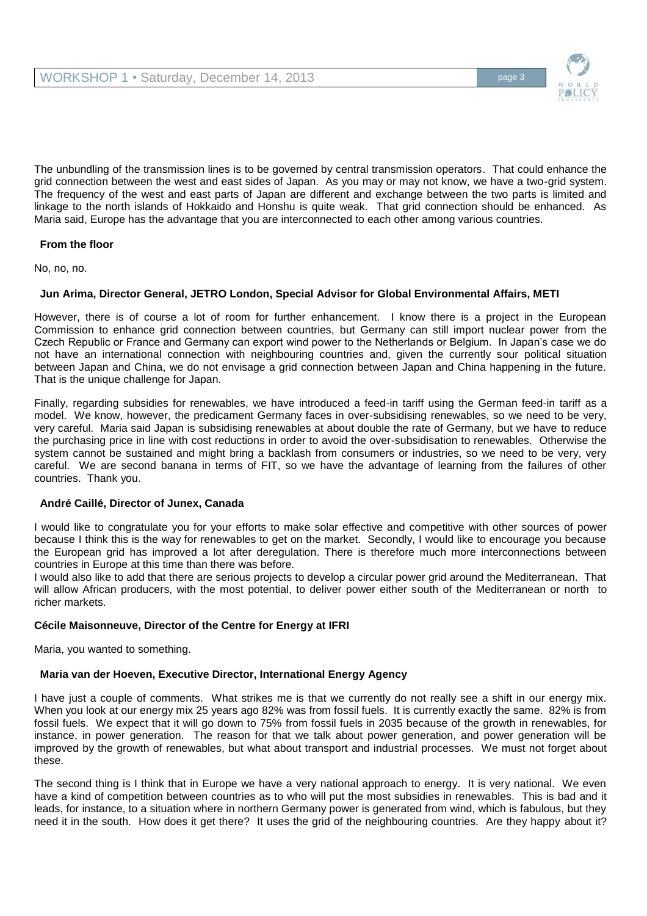The unbundling of the transmission lines is to be governed by central transmission operators. That could enhance the grid connection between the west and east sides of Japan. As you may or may not know, we have a two-grid system. The frequency of the west and east parts of Japan are different and exchange between the two parts is limited and linkage to the north islands of Hokkaido and Honshu is quite weak. That grid connection should be enhanced. As Maria said, Europe has the advantage that you are interconnected to each other among various countries.

**From the floor**

No, no, no.

**Jun Arima, Director General, JETRO London, Special Advisor for Global Environmental Affairs, METI**

However, there is of course a lot of room for further enhancement. I know there is a project in the European Commission to enhance grid connection between countries, but Germany can still import nuclear power from the Czech Republic or France and Germany can export wind power to the Netherlands or Belgium. In Japan's case we do not have an international connection with neighbouring countries and, given the currently sour political situation between Japan and China, we do not envisage a grid connection between Japan and China happening in the future. That is the unique challenge for Japan.

Finally, regarding subsidies for renewables, we have introduced a feed-in tariff using the German feed-in tariff as a model. We know, however, the predicament Germany faces in over-subsidising renewables, so we need to be very, very careful. Maria said Japan is subsidising renewables at about double the rate of Germany, but we have to reduce the purchasing price in line with cost reductions in order to avoid the over-subsidisation to renewables. Otherwise the system cannot be sustained and might bring a backlash from consumers or industries, so we need to be very, very careful. We are second banana in terms of FIT, so we have the advantage of learning from the failures of other countries. Thank you.

**André Caillé, Director of Junex, Canada**

I would like to congratulate you for your efforts to make solar effective and competitive with other sources of power because I think this is the way for renewables to get on the market. Secondly, I would like to encourage you because the European grid has improved a lot after deregulation. There is therefore much more interconnections between countries in Europe at this time than there was before.

I would also like to add that there are serious projects to develop a circular power grid around the Mediterranean. That will allow African producers, with the most potential, to deliver power either south of the Mediterranean or north to richer markets.

**Cécile Maisonneuve, Director of the Centre for Energy at IFRI**

Maria, you wanted to something.

**Maria van der Hoeven, Executive Director, International Energy Agency**

I have just a couple of comments. What strikes me is that we currently do not really see a shift in our energy mix. When you look at our energy mix 25 years ago 82% was from fossil fuels. It is currently exactly the same. 82% is from fossil fuels. We expect that it will go down to 75% from fossil fuels in 2035 because of the growth in renewables, for instance, in power generation. The reason for that we talk about power generation, and power generation will be improved by the growth of renewables, but what about transport and industrial processes. We must not forget about these.

The second thing is I think that in Europe we have a very national approach to energy. It is very national. We even have a kind of competition between countries as to who will put the most subsidies in renewables. This is bad and it leads, for instance, to a situation where in northern Germany power is generated from wind, which is fabulous, but they need it in the south. How does it get there? It uses the grid of the neighbouring countries. Are they happy about it?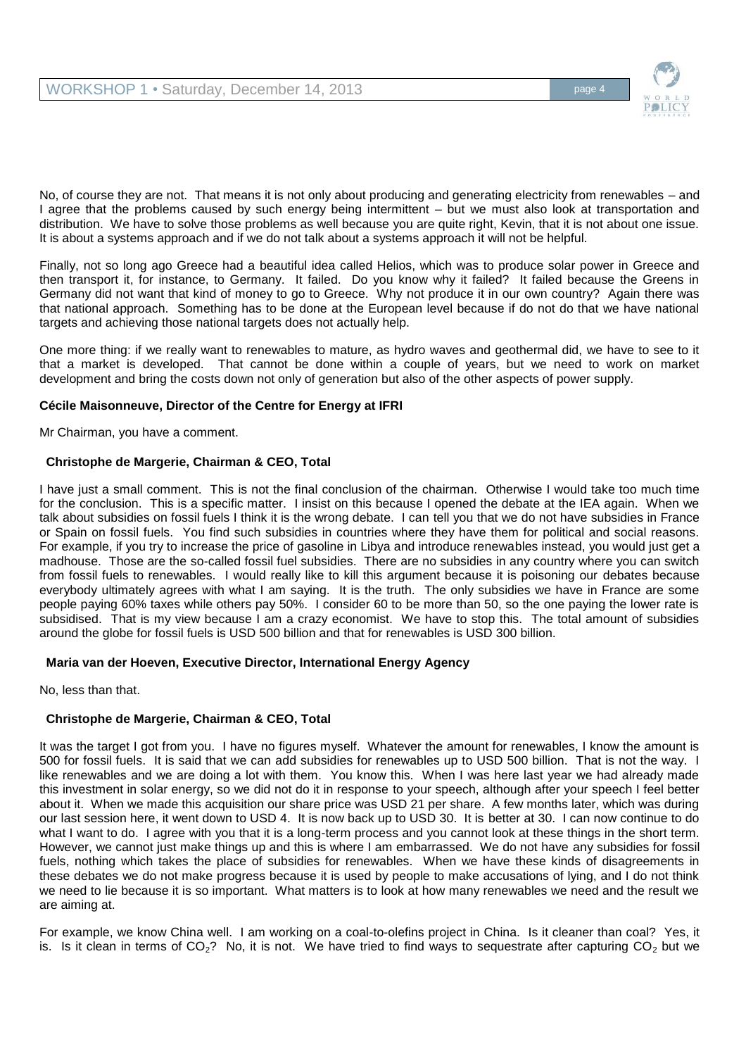No, of course they are not. That means it is not only about producing and generating electricity from renewables – and I agree that the problems caused by such energy being intermittent – but we must also look at transportation and distribution. We have to solve those problems as well because you are quite right, Kevin, that it is not about one issue. It is about a systems approach and if we do not talk about a systems approach it will not be helpful.

Finally, not so long ago Greece had a beautiful idea called Helios, which was to produce solar power in Greece and then transport it, for instance, to Germany. It failed. Do you know why it failed? It failed because the Greens in Germany did not want that kind of money to go to Greece. Why not produce it in our own country? Again there was that national approach. Something has to be done at the European level because if do not do that we have national targets and achieving those national targets does not actually help.

One more thing: if we really want to renewables to mature, as hydro waves and geothermal did, we have to see to it that a market is developed. That cannot be done within a couple of years, but we need to work on market development and bring the costs down not only of generation but also of the other aspects of power supply.

**Cécile Maisonneuve, Director of the Centre for Energy at IFRI**

Mr Chairman, you have a comment.

**Christophe de Margerie, Chairman & CEO, Total**

I have just a small comment. This is not the final conclusion of the chairman. Otherwise I would take too much time for the conclusion. This is a specific matter. I insist on this because I opened the debate at the IEA again. When we talk about subsidies on fossil fuels I think it is the wrong debate. I can tell you that we do not have subsidies in France or Spain on fossil fuels. You find such subsidies in countries where they have them for political and social reasons. For example, if you try to increase the price of gasoline in Libya and introduce renewables instead, you would just get a madhouse. Those are the so-called fossil fuel subsidies. There are no subsidies in any country where you can switch from fossil fuels to renewables. I would really like to kill this argument because it is poisoning our debates because everybody ultimately agrees with what I am saying. It is the truth. The only subsidies we have in France are some people paying 60% taxes while others pay 50%. I consider 60 to be more than 50, so the one paying the lower rate is subsidised. That is my view because I am a crazy economist. We have to stop this. The total amount of subsidies around the globe for fossil fuels is USD 500 billion and that for renewables is USD 300 billion.

**Maria van der Hoeven, Executive Director, International Energy Agency**

No, less than that.

**Christophe de Margerie, Chairman & CEO, Total**

It was the target I got from you. I have no figures myself. Whatever the amount for renewables, I know the amount is 500 for fossil fuels. It is said that we can add subsidies for renewables up to USD 500 billion. That is not the way. I like renewables and we are doing a lot with them. You know this. When I was here last year we had already made this investment in solar energy, so we did not do it in response to your speech, although after your speech I feel better about it. When we made this acquisition our share price was USD 21 per share. A few months later, which was during our last session here, it went down to USD 4. It is now back up to USD 30. It is better at 30. I can now continue to do what I want to do. I agree with you that it is a long-term process and you cannot look at these things in the short term. However, we cannot just make things up and this is where I am embarrassed. We do not have any subsidies for fossil fuels, nothing which takes the place of subsidies for renewables. When we have these kinds of disagreements in these debates we do not make progress because it is used by people to make accusations of lying, and I do not think we need to lie because it is so important. What matters is to look at how many renewables we need and the result we are aiming at.

For example, we know China well. I am working on a coal-to-olefins project in China. Is it cleaner than coal? Yes, it is. Is it clean in terms of $CO_2$? No, it is not. We have tried to find ways to sequestrate after capturing $CO_2$ but we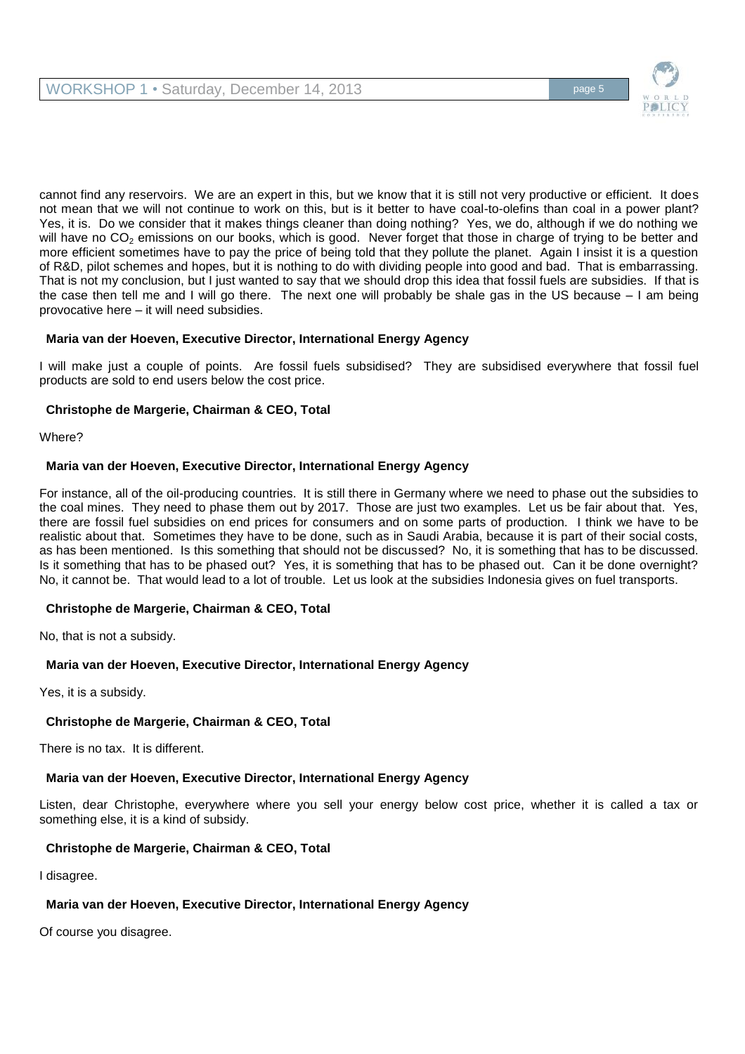cannot find any reservoirs. We are an expert in this, but we know that it is still not very productive or efficient. It does not mean that we will not continue to work on this, but is it better to have coal-to-olefins than coal in a power plant? Yes, it is. Do we consider that it makes things cleaner than doing nothing? Yes, we do, although if we do nothing we will have no $CO_2$ emissions on our books, which is good. Never forget that those in charge of trying to be better and more efficient sometimes have to pay the price of being told that they pollute the planet. Again I insist it is a question of R&D, pilot schemes and hopes, but it is nothing to do with dividing people into good and bad. That is embarrassing. That is not my conclusion, but I just wanted to say that we should drop this idea that fossil fuels are subsidies. If that is the case then tell me and I will go there. The next one will probably be shale gas in the US because – I am being provocative here – it will need subsidies.

**Maria van der Hoeven, Executive Director, International Energy Agency**

I will make just a couple of points. Are fossil fuels subsidised? They are subsidised everywhere that fossil fuel products are sold to end users below the cost price.

**Christophe de Margerie, Chairman & CEO, Total**

Where?

**Maria van der Hoeven, Executive Director, International Energy Agency**

For instance, all of the oil-producing countries. It is still there in Germany where we need to phase out the subsidies to the coal mines. They need to phase them out by 2017. Those are just two examples. Let us be fair about that. Yes, there are fossil fuel subsidies on end prices for consumers and on some parts of production. I think we have to be realistic about that. Sometimes they have to be done, such as in Saudi Arabia, because it is part of their social costs, as has been mentioned. Is this something that should not be discussed? No, it is something that has to be discussed. Is it something that has to be phased out? Yes, it is something that has to be phased out. Can it be done overnight? No, it cannot be. That would lead to a lot of trouble. Let us look at the subsidies Indonesia gives on fuel transports.

**Christophe de Margerie, Chairman & CEO, Total**

No, that is not a subsidy.

**Maria van der Hoeven, Executive Director, International Energy Agency**

Yes, it is a subsidy.

**Christophe de Margerie, Chairman & CEO, Total**

There is no tax. It is different.

**Maria van der Hoeven, Executive Director, International Energy Agency**

Listen, dear Christophe, everywhere where you sell your energy below cost price, whether it is called a tax or something else, it is a kind of subsidy.

**Christophe de Margerie, Chairman & CEO, Total**

I disagree.

**Maria van der Hoeven, Executive Director, International Energy Agency**

Of course you disagree.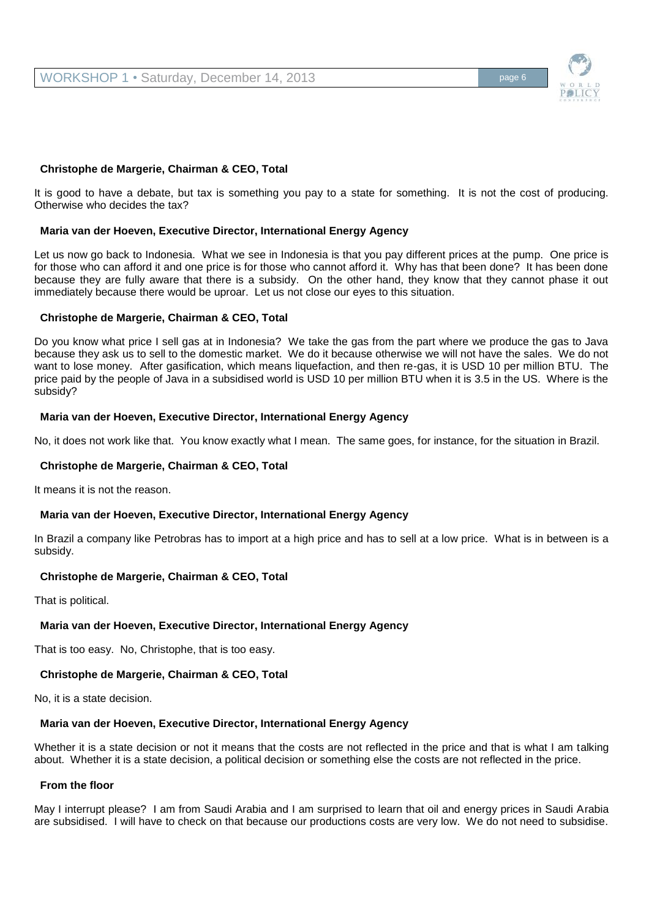**Christophe de Margerie, Chairman & CEO, Total**

It is good to have a debate, but tax is something you pay to a state for something. It is not the cost of producing. Otherwise who decides the tax?

**Maria van der Hoeven, Executive Director, International Energy Agency**

Let us now go back to Indonesia. What we see in Indonesia is that you pay different prices at the pump. One price is for those who can afford it and one price is for those who cannot afford it. Why has that been done? It has been done because they are fully aware that there is a subsidy. On the other hand, they know that they cannot phase it out immediately because there would be uproar. Let us not close our eyes to this situation.

**Christophe de Margerie, Chairman & CEO, Total**

Do you know what price I sell gas at in Indonesia? We take the gas from the part where we produce the gas to Java because they ask us to sell to the domestic market. We do it because otherwise we will not have the sales. We do not want to lose money. After gasification, which means liquefaction, and then re-gas, it is USD 10 per million BTU. The price paid by the people of Java in a subsidised world is USD 10 per million BTU when it is 3.5 in the US. Where is the subsidy?

**Maria van der Hoeven, Executive Director, International Energy Agency**

No, it does not work like that. You know exactly what I mean. The same goes, for instance, for the situation in Brazil.

**Christophe de Margerie, Chairman & CEO, Total**

It means it is not the reason.

**Maria van der Hoeven, Executive Director, International Energy Agency**

In Brazil a company like Petrobras has to import at a high price and has to sell at a low price. What is in between is a subsidy.

**Christophe de Margerie, Chairman & CEO, Total**

That is political.

**Maria van der Hoeven, Executive Director, International Energy Agency**

That is too easy. No, Christophe, that is too easy.

**Christophe de Margerie, Chairman & CEO, Total**

No, it is a state decision.

**Maria van der Hoeven, Executive Director, International Energy Agency**

Whether it is a state decision or not it means that the costs are not reflected in the price and that is what I am talking about. Whether it is a state decision, a political decision or something else the costs are not reflected in the price.

**From the floor**

May I interrupt please? I am from Saudi Arabia and I am surprised to learn that oil and energy prices in Saudi Arabia are subsidised. I will have to check on that because our productions costs are very low. We do not need to subsidise.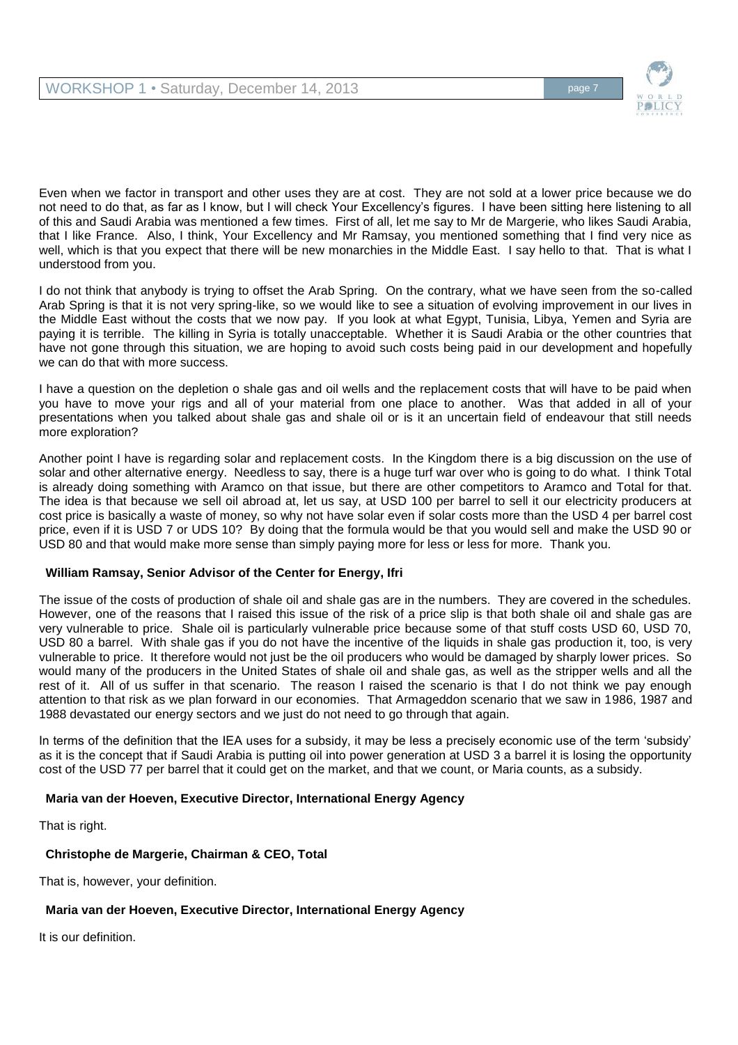Even when we factor in transport and other uses they are at cost. They are not sold at a lower price because we do not need to do that, as far as I know, but I will check Your Excellency's figures. I have been sitting here listening to all of this and Saudi Arabia was mentioned a few times. First of all, let me say to Mr de Margerie, who likes Saudi Arabia, that I like France. Also, I think, Your Excellency and Mr Ramsay, you mentioned something that I find very nice as well, which is that you expect that there will be new monarchies in the Middle East. I say hello to that. That is what I understood from you.

I do not think that anybody is trying to offset the Arab Spring. On the contrary, what we have seen from the so-called Arab Spring is that it is not very spring-like, so we would like to see a situation of evolving improvement in our lives in the Middle East without the costs that we now pay. If you look at what Egypt, Tunisia, Libya, Yemen and Syria are paying it is terrible. The killing in Syria is totally unacceptable. Whether it is Saudi Arabia or the other countries that have not gone through this situation, we are hoping to avoid such costs being paid in our development and hopefully we can do that with more success.

I have a question on the depletion o shale gas and oil wells and the replacement costs that will have to be paid when you have to move your rigs and all of your material from one place to another. Was that added in all of your presentations when you talked about shale gas and shale oil or is it an uncertain field of endeavour that still needs more exploration?

Another point I have is regarding solar and replacement costs. In the Kingdom there is a big discussion on the use of solar and other alternative energy. Needless to say, there is a huge turf war over who is going to do what. I think Total is already doing something with Aramco on that issue, but there are other competitors to Aramco and Total for that. The idea is that because we sell oil abroad at, let us say, at USD 100 per barrel to sell it our electricity producers at cost price is basically a waste of money, so why not have solar even if solar costs more than the USD 4 per barrel cost price, even if it is USD 7 or UDS 10? By doing that the formula would be that you would sell and make the USD 90 or USD 80 and that would make more sense than simply paying more for less or less for more. Thank you.

**William Ramsay, Senior Advisor of the Center for Energy, Ifri**

The issue of the costs of production of shale oil and shale gas are in the numbers. They are covered in the schedules. However, one of the reasons that I raised this issue of the risk of a price slip is that both shale oil and shale gas are very vulnerable to price. Shale oil is particularly vulnerable price because some of that stuff costs USD 60, USD 70, USD 80 a barrel. With shale gas if you do not have the incentive of the liquids in shale gas production it, too, is very vulnerable to price. It therefore would not just be the oil producers who would be damaged by sharply lower prices. So would many of the producers in the United States of shale oil and shale gas, as well as the stripper wells and all the rest of it. All of us suffer in that scenario. The reason I raised the scenario is that I do not think we pay enough attention to that risk as we plan forward in our economies. That Armageddon scenario that we saw in 1986, 1987 and 1988 devastated our energy sectors and we just do not need to go through that again.

In terms of the definition that the IEA uses for a subsidy, it may be less a precisely economic use of the term 'subsidy' as it is the concept that if Saudi Arabia is putting oil into power generation at USD 3 a barrel it is losing the opportunity cost of the USD 77 per barrel that it could get on the market, and that we count, or Maria counts, as a subsidy.

**Maria van der Hoeven, Executive Director, International Energy Agency**

That is right.

**Christophe de Margerie, Chairman & CEO, Total**

That is, however, your definition.

**Maria van der Hoeven, Executive Director, International Energy Agency**

It is our definition.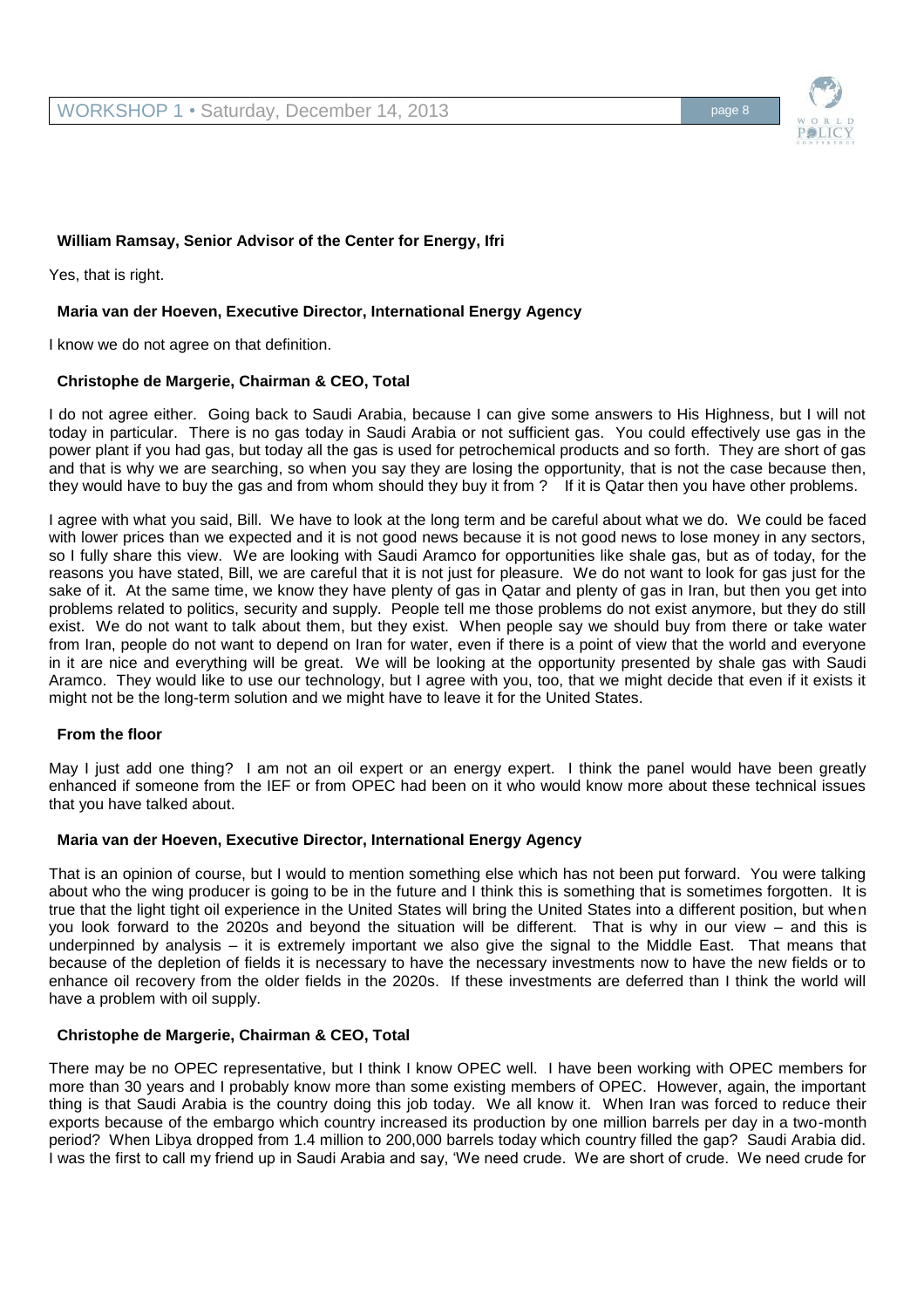**William Ramsay, Senior Advisor of the Center for Energy, Ifri**

Yes, that is right.

**Maria van der Hoeven, Executive Director, International Energy Agency**

I know we do not agree on that definition.

**Christophe de Margerie, Chairman & CEO, Total**

I do not agree either. Going back to Saudi Arabia, because I can give some answers to His Highness, but I will not today in particular. There is no gas today in Saudi Arabia or not sufficient gas. You could effectively use gas in the power plant if you had gas, but today all the gas is used for petrochemical products and so forth. They are short of gas and that is why we are searching, so when you say they are losing the opportunity, that is not the case because then, they would have to buy the gas and from whom should they buy it from ? If it is Qatar then you have other problems.

I agree with what you said, Bill. We have to look at the long term and be careful about what we do. We could be faced with lower prices than we expected and it is not good news because it is not good news to lose money in any sectors, so I fully share this view. We are looking with Saudi Aramco for opportunities like shale gas, but as of today, for the reasons you have stated, Bill, we are careful that it is not just for pleasure. We do not want to look for gas just for the sake of it. At the same time, we know they have plenty of gas in Qatar and plenty of gas in Iran, but then you get into problems related to politics, security and supply. People tell me those problems do not exist anymore, but they do still exist. We do not want to talk about them, but they exist. When people say we should buy from there or take water from Iran, people do not want to depend on Iran for water, even if there is a point of view that the world and everyone in it are nice and everything will be great. We will be looking at the opportunity presented by shale gas with Saudi Aramco. They would like to use our technology, but I agree with you, too, that we might decide that even if it exists it might not be the long-term solution and we might have to leave it for the United States.

**From the floor**

May I just add one thing? I am not an oil expert or an energy expert. I think the panel would have been greatly enhanced if someone from the IEF or from OPEC had been on it who would know more about these technical issues that you have talked about.

**Maria van der Hoeven, Executive Director, International Energy Agency**

That is an opinion of course, but I would to mention something else which has not been put forward. You were talking about who the wing producer is going to be in the future and I think this is something that is sometimes forgotten. It is true that the light tight oil experience in the United States will bring the United States into a different position, but when you look forward to the 2020s and beyond the situation will be different. That is why in our view – and this is underpinned by analysis – it is extremely important we also give the signal to the Middle East. That means that because of the depletion of fields it is necessary to have the necessary investments now to have the new fields or to enhance oil recovery from the older fields in the 2020s. If these investments are deferred than I think the world will have a problem with oil supply.

**Christophe de Margerie, Chairman & CEO, Total**

There may be no OPEC representative, but I think I know OPEC well. I have been working with OPEC members for more than 30 years and I probably know more than some existing members of OPEC. However, again, the important thing is that Saudi Arabia is the country doing this job today. We all know it. When Iran was forced to reduce their exports because of the embargo which country increased its production by one million barrels per day in a two-month period? When Libya dropped from 1.4 million to 200,000 barrels today which country filled the gap? Saudi Arabia did. I was the first to call my friend up in Saudi Arabia and say, 'We need crude. We are short of crude. We need crude for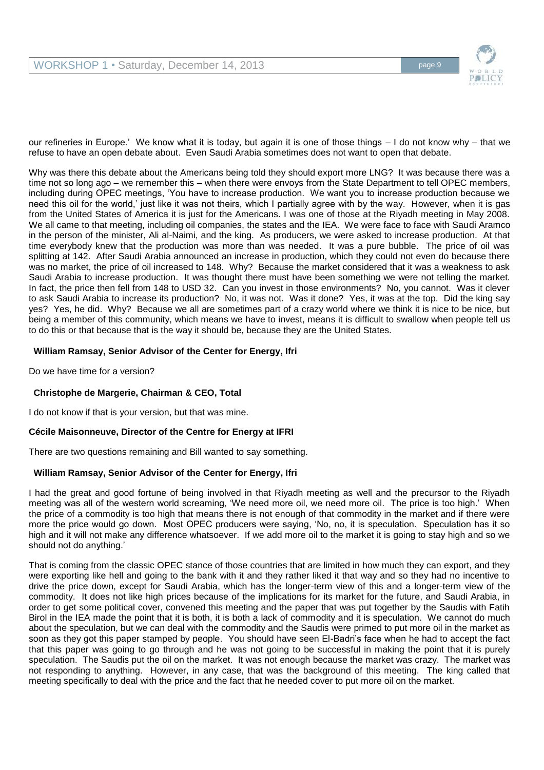our refineries in Europe.' We know what it is today, but again it is one of those things – I do not know why – that we refuse to have an open debate about. Even Saudi Arabia sometimes does not want to open that debate.

Why was there this debate about the Americans being told they should export more LNG? It was because there was a time not so long ago – we remember this – when there were envoys from the State Department to tell OPEC members, including during OPEC meetings, 'You have to increase production. We want you to increase production because we need this oil for the world,' just like it was not theirs, which I partially agree with by the way. However, when it is gas from the United States of America it is just for the Americans. I was one of those at the Riyadh meeting in May 2008. We all came to that meeting, including oil companies, the states and the IEA. We were face to face with Saudi Aramco in the person of the minister, Ali al-Naimi, and the king. As producers, we were asked to increase production. At that time everybody knew that the production was more than was needed. It was a pure bubble. The price of oil was splitting at 142. After Saudi Arabia announced an increase in production, which they could not even do because there was no market, the price of oil increased to 148. Why? Because the market considered that it was a weakness to ask Saudi Arabia to increase production. It was thought there must have been something we were not telling the market. In fact, the price then fell from 148 to USD 32. Can you invest in those environments? No, you cannot. Was it clever to ask Saudi Arabia to increase its production? No, it was not. Was it done? Yes, it was at the top. Did the king say yes? Yes, he did. Why? Because we all are sometimes part of a crazy world where we think it is nice to be nice, but being a member of this community, which means we have to invest, means it is difficult to swallow when people tell us to do this or that because that is the way it should be, because they are the United States.

**William Ramsay, Senior Advisor of the Center for Energy, Ifri**

Do we have time for a version?

**Christophe de Margerie, Chairman & CEO, Total**

I do not know if that is your version, but that was mine.

**Cécile Maisonneuve, Director of the Centre for Energy at IFRI**

There are two questions remaining and Bill wanted to say something.

**William Ramsay, Senior Advisor of the Center for Energy, Ifri**

I had the great and good fortune of being involved in that Riyadh meeting as well and the precursor to the Riyadh meeting was all of the western world screaming, 'We need more oil, we need more oil. The price is too high.' When the price of a commodity is too high that means there is not enough of that commodity in the market and if there were more the price would go down. Most OPEC producers were saying, 'No, no, it is speculation. Speculation has it so high and it will not make any difference whatsoever. If we add more oil to the market it is going to stay high and so we should not do anything.'

That is coming from the classic OPEC stance of those countries that are limited in how much they can export, and they were exporting like hell and going to the bank with it and they rather liked it that way and so they had no incentive to drive the price down, except for Saudi Arabia, which has the longer-term view of this and a longer-term view of the commodity. It does not like high prices because of the implications for its market for the future, and Saudi Arabia, in order to get some political cover, convened this meeting and the paper that was put together by the Saudis with Fatih Birol in the IEA made the point that it is both, it is both a lack of commodity and it is speculation. We cannot do much about the speculation, but we can deal with the commodity and the Saudis were primed to put more oil in the market as soon as they got this paper stamped by people. You should have seen El-Badri's face when he had to accept the fact that this paper was going to go through and he was not going to be successful in making the point that it is purely speculation. The Saudis put the oil on the market. It was not enough because the market was crazy. The market was not responding to anything. However, in any case, that was the background of this meeting. The king called that meeting specifically to deal with the price and the fact that he needed cover to put more oil on the market.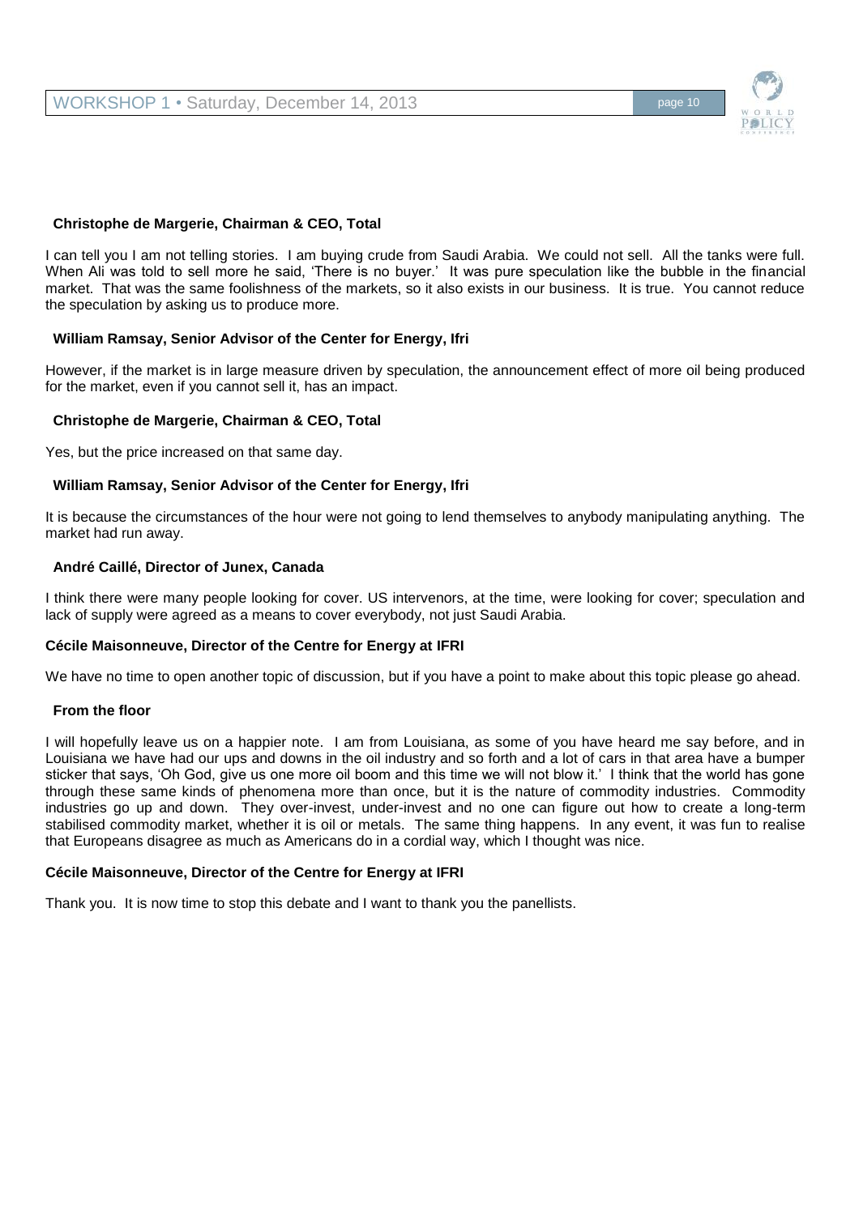**Christophe de Margerie, Chairman & CEO, Total**

I can tell you I am not telling stories. I am buying crude from Saudi Arabia. We could not sell. All the tanks were full. When Ali was told to sell more he said, 'There is no buyer.' It was pure speculation like the bubble in the financial market. That was the same foolishness of the markets, so it also exists in our business. It is true. You cannot reduce the speculation by asking us to produce more.

**William Ramsay, Senior Advisor of the Center for Energy, Ifri**

However, if the market is in large measure driven by speculation, the announcement effect of more oil being produced for the market, even if you cannot sell it, has an impact.

**Christophe de Margerie, Chairman & CEO, Total**

Yes, but the price increased on that same day.

**William Ramsay, Senior Advisor of the Center for Energy, Ifri**

It is because the circumstances of the hour were not going to lend themselves to anybody manipulating anything. The market had run away.

**André Caillé, Director of Junex, Canada**

I think there were many people looking for cover. US intervenors, at the time, were looking for cover; speculation and lack of supply were agreed as a means to cover everybody, not just Saudi Arabia.

**Cécile Maisonneuve, Director of the Centre for Energy at IFRI**

We have no time to open another topic of discussion, but if you have a point to make about this topic please go ahead.

**From the floor**

I will hopefully leave us on a happier note. I am from Louisiana, as some of you have heard me say before, and in Louisiana we have had our ups and downs in the oil industry and so forth and a lot of cars in that area have a bumper sticker that says, 'Oh God, give us one more oil boom and this time we will not blow it.' I think that the world has gone through these same kinds of phenomena more than once, but it is the nature of commodity industries. Commodity industries go up and down. They over-invest, under-invest and no one can figure out how to create a long-term stabilised commodity market, whether it is oil or metals. The same thing happens. In any event, it was fun to realise that Europeans disagree as much as Americans do in a cordial way, which I thought was nice.

**Cécile Maisonneuve, Director of the Centre for Energy at IFRI**

Thank you. It is now time to stop this debate and I want to thank you the panellists.